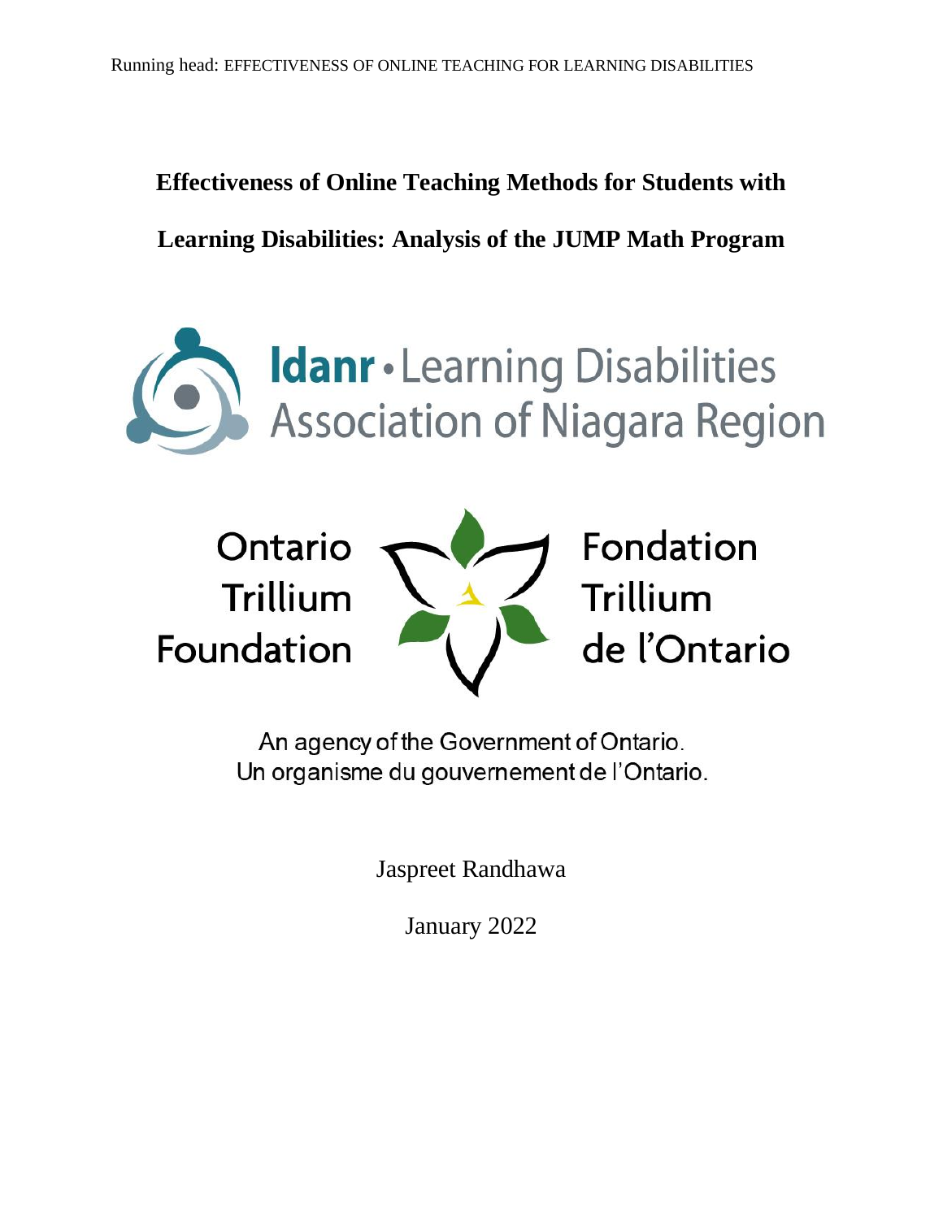# Effectiveness of Online Teaching Methods for Students with Learning Disabilities: Analysis of the JUMP Math Program

ldanr • Learning Disabilities Association of Niagara Region

Ontario Trillium Foundation

Fondation Trillium de l'Ontario

An agency of the Government of Ontario.
Un organisme du gouvernement de l'Ontario.

Jaspreet Randhawa

January 2022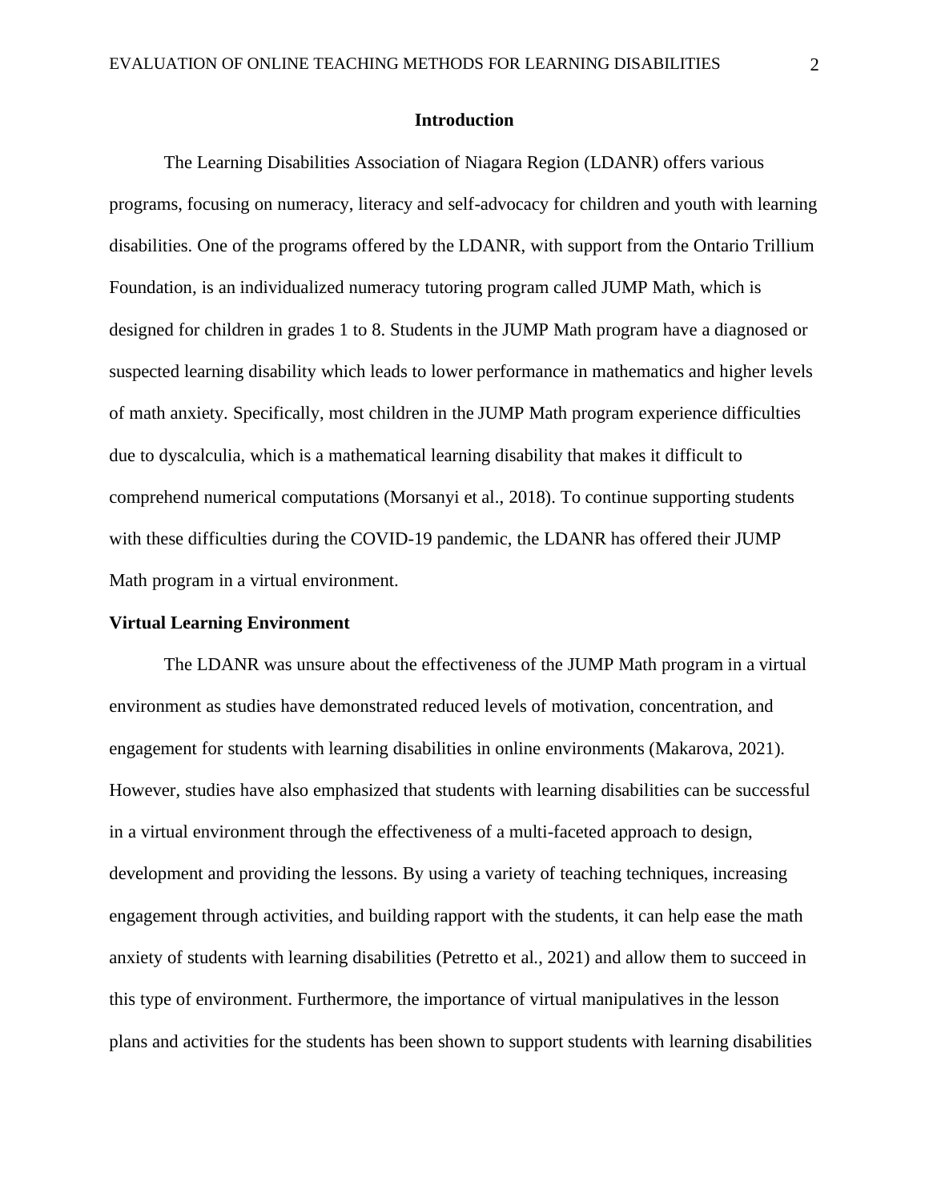## Introduction

The Learning Disabilities Association of Niagara Region (LDANR) offers various programs, focusing on numeracy, literacy and self-advocacy for children and youth with learning disabilities. One of the programs offered by the LDANR, with support from the Ontario Trillium Foundation, is an individualized numeracy tutoring program called JUMP Math, which is designed for children in grades 1 to 8. Students in the JUMP Math program have a diagnosed or suspected learning disability which leads to lower performance in mathematics and higher levels of math anxiety. Specifically, most children in the JUMP Math program experience difficulties due to dyscalculia, which is a mathematical learning disability that makes it difficult to comprehend numerical computations (Morsanyi et al., 2018). To continue supporting students with these difficulties during the COVID-19 pandemic, the LDANR has offered their JUMP Math program in a virtual environment.

### Virtual Learning Environment

The LDANR was unsure about the effectiveness of the JUMP Math program in a virtual environment as studies have demonstrated reduced levels of motivation, concentration, and engagement for students with learning disabilities in online environments (Makarova, 2021). However, studies have also emphasized that students with learning disabilities can be successful in a virtual environment through the effectiveness of a multi-faceted approach to design, development and providing the lessons. By using a variety of teaching techniques, increasing engagement through activities, and building rapport with the students, it can help ease the math anxiety of students with learning disabilities (Petretto et al., 2021) and allow them to succeed in this type of environment. Furthermore, the importance of virtual manipulatives in the lesson plans and activities for the students has been shown to support students with learning disabilities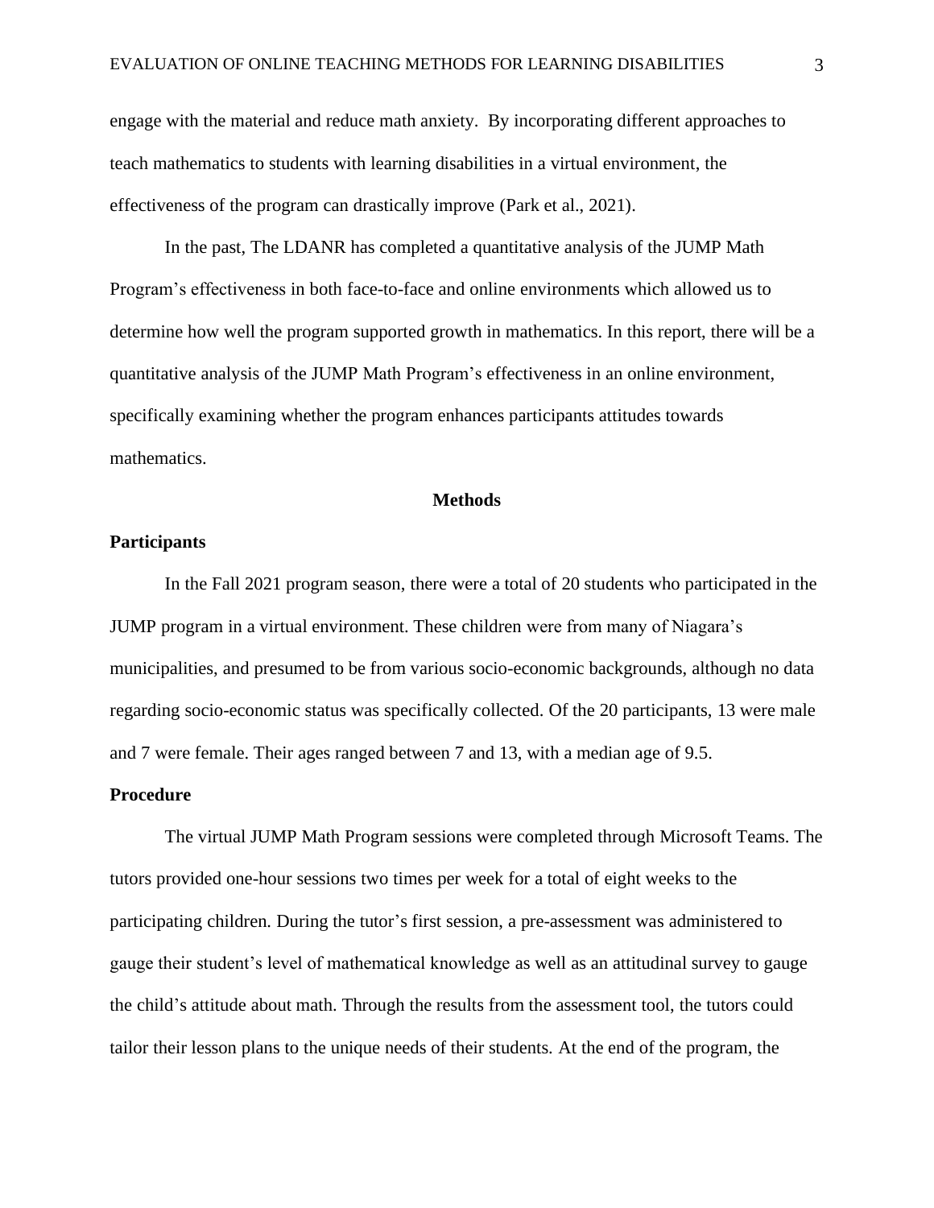engage with the material and reduce math anxiety.  By incorporating different approaches to teach mathematics to students with learning disabilities in a virtual environment, the effectiveness of the program can drastically improve (Park et al., 2021).

In the past, The LDANR has completed a quantitative analysis of the JUMP Math Program's effectiveness in both face-to-face and online environments which allowed us to determine how well the program supported growth in mathematics. In this report, there will be a quantitative analysis of the JUMP Math Program's effectiveness in an online environment, specifically examining whether the program enhances participants attitudes towards mathematics.

## Methods

### Participants

In the Fall 2021 program season, there were a total of 20 students who participated in the JUMP program in a virtual environment. These children were from many of Niagara's municipalities, and presumed to be from various socio-economic backgrounds, although no data regarding socio-economic status was specifically collected. Of the 20 participants, 13 were male and 7 were female. Their ages ranged between 7 and 13, with a median age of 9.5.

### Procedure

The virtual JUMP Math Program sessions were completed through Microsoft Teams. The tutors provided one-hour sessions two times per week for a total of eight weeks to the participating children. During the tutor's first session, a pre-assessment was administered to gauge their student's level of mathematical knowledge as well as an attitudinal survey to gauge the child's attitude about math. Through the results from the assessment tool, the tutors could tailor their lesson plans to the unique needs of their students. At the end of the program, the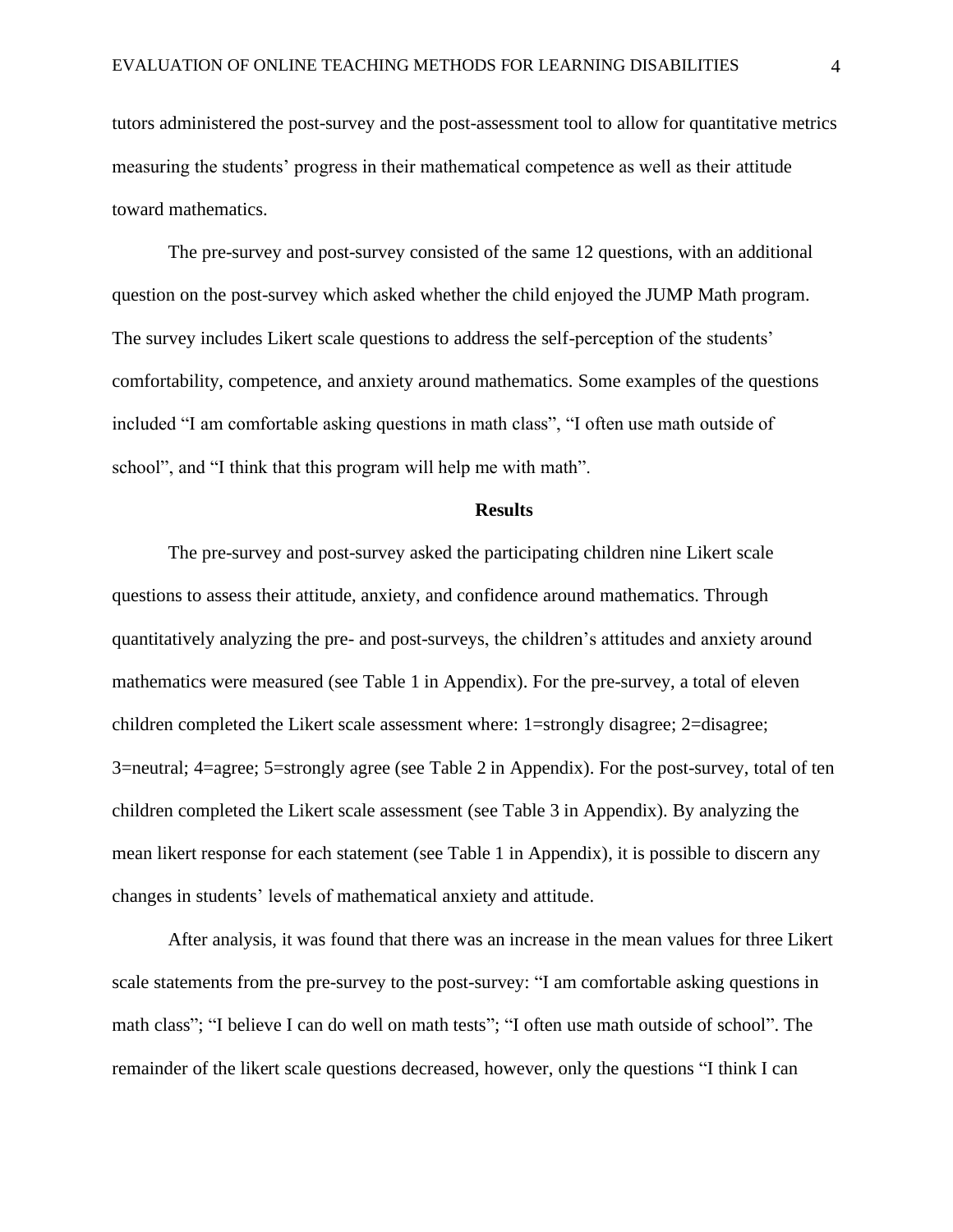tutors administered the post-survey and the post-assessment tool to allow for quantitative metrics measuring the students' progress in their mathematical competence as well as their attitude toward mathematics.

The pre-survey and post-survey consisted of the same 12 questions, with an additional question on the post-survey which asked whether the child enjoyed the JUMP Math program. The survey includes Likert scale questions to address the self-perception of the students' comfortability, competence, and anxiety around mathematics. Some examples of the questions included "I am comfortable asking questions in math class", "I often use math outside of school", and "I think that this program will help me with math".

## Results

The pre-survey and post-survey asked the participating children nine Likert scale questions to assess their attitude, anxiety, and confidence around mathematics. Through quantitatively analyzing the pre- and post-surveys, the children's attitudes and anxiety around mathematics were measured (see Table 1 in Appendix). For the pre-survey, a total of eleven children completed the Likert scale assessment where: 1=strongly disagree; 2=disagree; 3=neutral; 4=agree; 5=strongly agree (see Table 2 in Appendix). For the post-survey, total of ten children completed the Likert scale assessment (see Table 3 in Appendix). By analyzing the mean likert response for each statement (see Table 1 in Appendix), it is possible to discern any changes in students' levels of mathematical anxiety and attitude.

After analysis, it was found that there was an increase in the mean values for three Likert scale statements from the pre-survey to the post-survey: "I am comfortable asking questions in math class"; "I believe I can do well on math tests"; "I often use math outside of school". The remainder of the likert scale questions decreased, however, only the questions "I think I can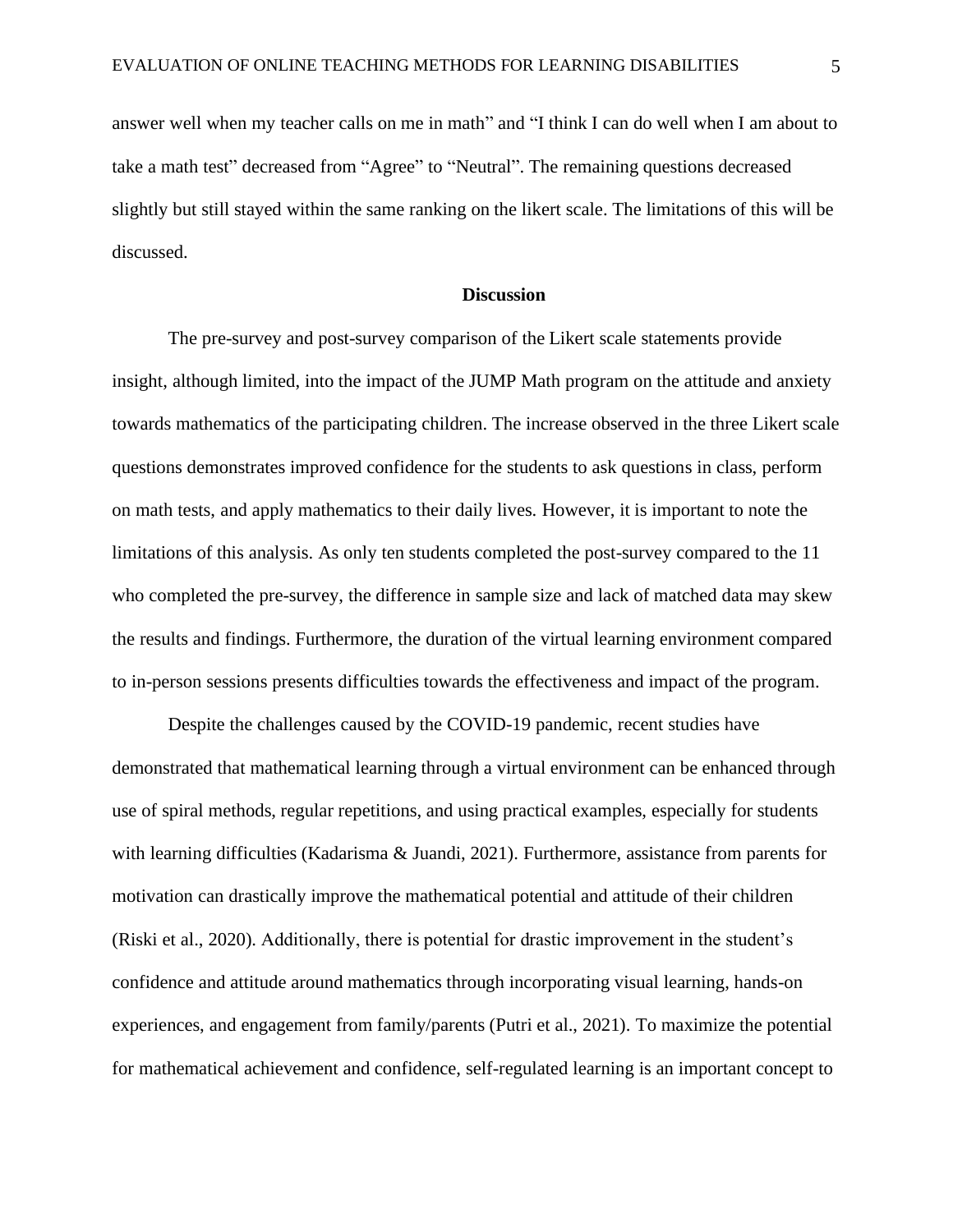answer well when my teacher calls on me in math" and "I think I can do well when I am about to take a math test" decreased from "Agree" to "Neutral". The remaining questions decreased slightly but still stayed within the same ranking on the likert scale. The limitations of this will be discussed.

## Discussion

The pre-survey and post-survey comparison of the Likert scale statements provide insight, although limited, into the impact of the JUMP Math program on the attitude and anxiety towards mathematics of the participating children. The increase observed in the three Likert scale questions demonstrates improved confidence for the students to ask questions in class, perform on math tests, and apply mathematics to their daily lives. However, it is important to note the limitations of this analysis. As only ten students completed the post-survey compared to the 11 who completed the pre-survey, the difference in sample size and lack of matched data may skew the results and findings. Furthermore, the duration of the virtual learning environment compared to in-person sessions presents difficulties towards the effectiveness and impact of the program.

Despite the challenges caused by the COVID-19 pandemic, recent studies have demonstrated that mathematical learning through a virtual environment can be enhanced through use of spiral methods, regular repetitions, and using practical examples, especially for students with learning difficulties (Kadarisma & Juandi, 2021). Furthermore, assistance from parents for motivation can drastically improve the mathematical potential and attitude of their children (Riski et al., 2020). Additionally, there is potential for drastic improvement in the student's confidence and attitude around mathematics through incorporating visual learning, hands-on experiences, and engagement from family/parents (Putri et al., 2021). To maximize the potential for mathematical achievement and confidence, self-regulated learning is an important concept to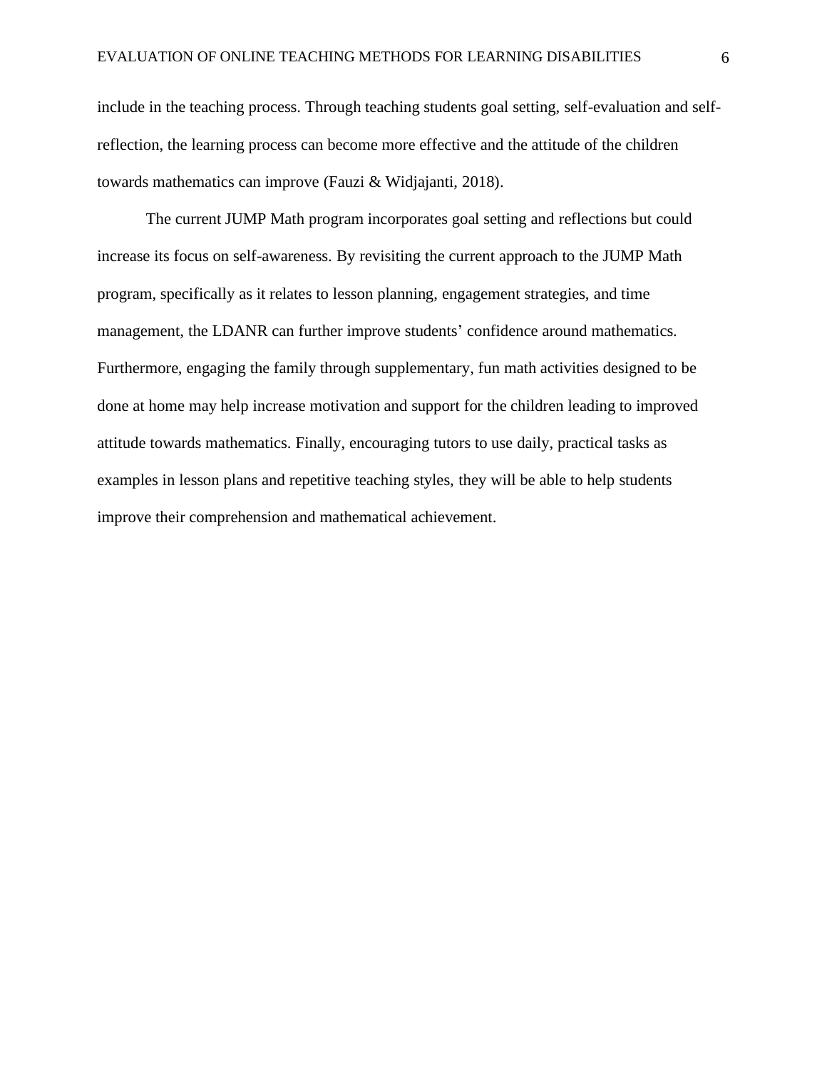include in the teaching process. Through teaching students goal setting, self-evaluation and self-reflection, the learning process can become more effective and the attitude of the children towards mathematics can improve (Fauzi & Widjajanti, 2018).

The current JUMP Math program incorporates goal setting and reflections but could increase its focus on self-awareness. By revisiting the current approach to the JUMP Math program, specifically as it relates to lesson planning, engagement strategies, and time management, the LDANR can further improve students' confidence around mathematics. Furthermore, engaging the family through supplementary, fun math activities designed to be done at home may help increase motivation and support for the children leading to improved attitude towards mathematics. Finally, encouraging tutors to use daily, practical tasks as examples in lesson plans and repetitive teaching styles, they will be able to help students improve their comprehension and mathematical achievement.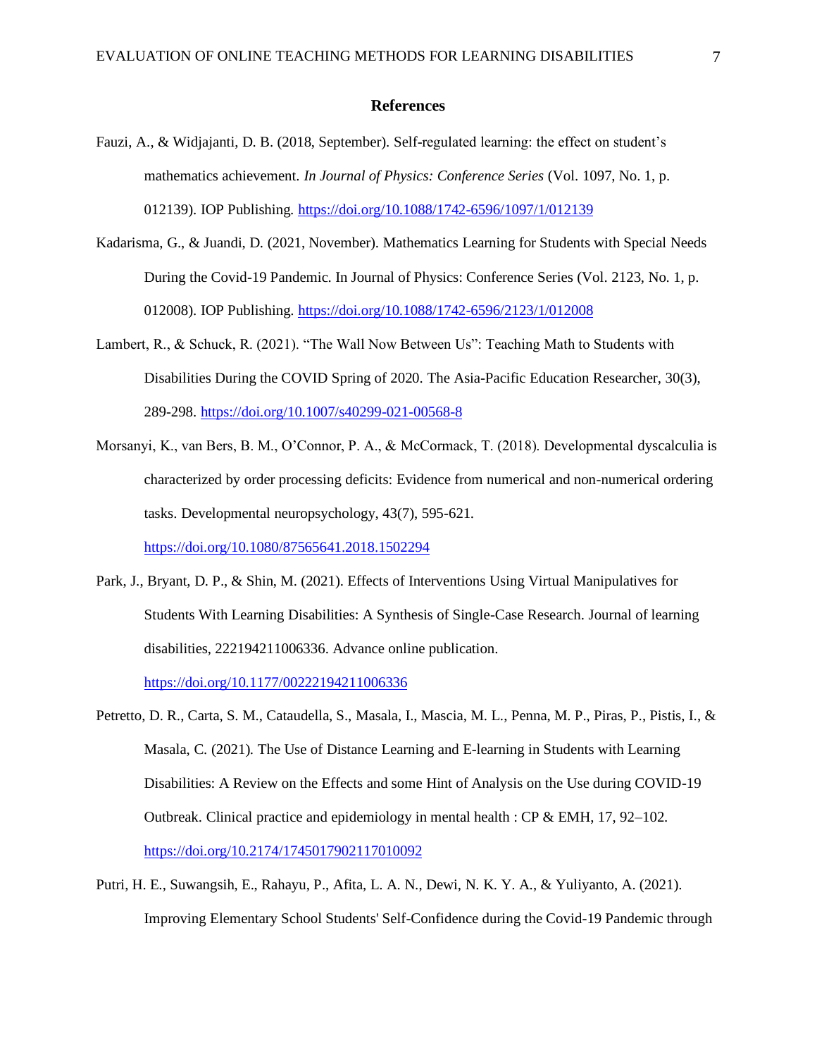## References

Fauzi, A., & Widjajanti, D. B. (2018, September). Self-regulated learning: the effect on student's mathematics achievement. *In Journal of Physics: Conference Series* (Vol. 1097, No. 1, p. 012139). IOP Publishing. https://doi.org/10.1088/1742-6596/1097/1/012139

Kadarisma, G., & Juandi, D. (2021, November). Mathematics Learning for Students with Special Needs During the Covid-19 Pandemic. In Journal of Physics: Conference Series (Vol. 2123, No. 1, p. 012008). IOP Publishing. https://doi.org/10.1088/1742-6596/2123/1/012008

Lambert, R., & Schuck, R. (2021). "The Wall Now Between Us": Teaching Math to Students with Disabilities During the COVID Spring of 2020. The Asia-Pacific Education Researcher, 30(3), 289-298. https://doi.org/10.1007/s40299-021-00568-8

Morsanyi, K., van Bers, B. M., O'Connor, P. A., & McCormack, T. (2018). Developmental dyscalculia is characterized by order processing deficits: Evidence from numerical and non-numerical ordering tasks. Developmental neuropsychology, 43(7), 595-621. https://doi.org/10.1080/87565641.2018.1502294

Park, J., Bryant, D. P., & Shin, M. (2021). Effects of Interventions Using Virtual Manipulatives for Students With Learning Disabilities: A Synthesis of Single-Case Research. Journal of learning disabilities, 222194211006336. Advance online publication. https://doi.org/10.1177/00222194211006336

Petretto, D. R., Carta, S. M., Cataudella, S., Masala, I., Mascia, M. L., Penna, M. P., Piras, P., Pistis, I., & Masala, C. (2021). The Use of Distance Learning and E-learning in Students with Learning Disabilities: A Review on the Effects and some Hint of Analysis on the Use during COVID-19 Outbreak. Clinical practice and epidemiology in mental health : CP & EMH, 17, 92–102. https://doi.org/10.2174/1745017902117010092

Putri, H. E., Suwangsih, E., Rahayu, P., Afita, L. A. N., Dewi, N. K. Y. A., & Yuliyanto, A. (2021). Improving Elementary School Students' Self-Confidence during the Covid-19 Pandemic through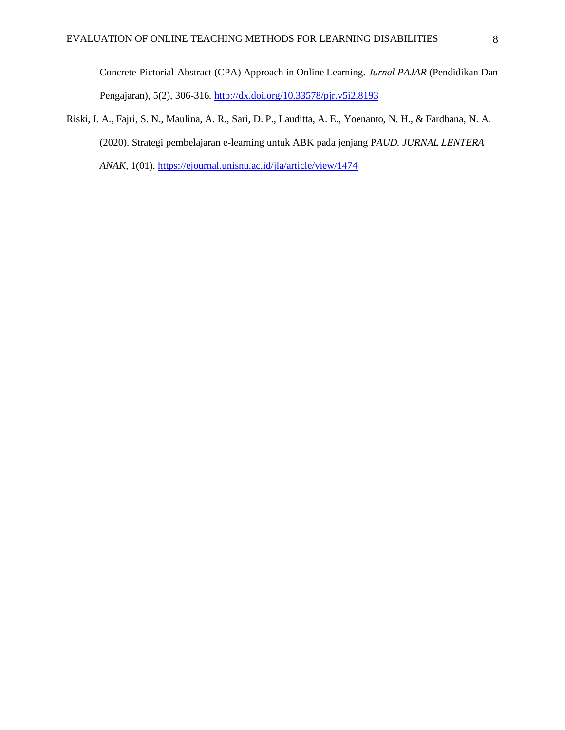Concrete-Pictorial-Abstract (CPA) Approach in Online Learning. *Jurnal PAJAR* (Pendidikan Dan Pengajaran), 5(2), 306-316. http://dx.doi.org/10.33578/pjr.v5i2.8193

Riski, I. A., Fajri, S. N., Maulina, A. R., Sari, D. P., Lauditta, A. E., Yoenanto, N. H., & Fardhana, N. A. (2020). Strategi pembelajaran e-learning untuk ABK pada jenjang P*AUD. JURNAL LENTERA ANAK*, 1(01). https://ejournal.unisnu.ac.id/jla/article/view/1474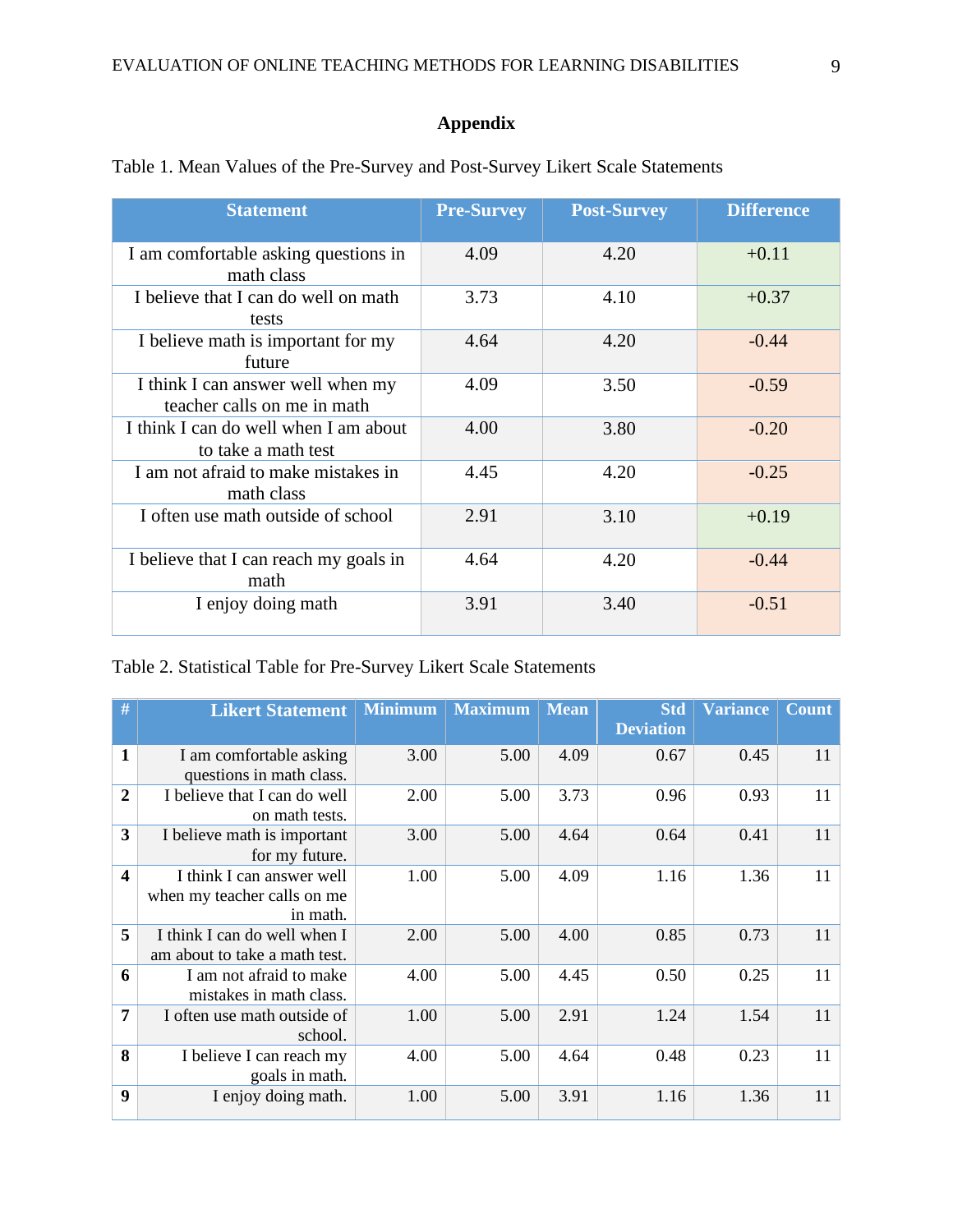# Appendix

Table 1. Mean Values of the Pre-Survey and Post-Survey Likert Scale Statements

| Statement | Pre-Survey | Post-Survey | Difference |
|---|---|---|---|
| I am comfortable asking questions in math class | 4.09 | 4.20 | +0.11 |
| I believe that I can do well on math tests | 3.73 | 4.10 | +0.37 |
| I believe math is important for my future | 4.64 | 4.20 | -0.44 |
| I think I can answer well when my teacher calls on me in math | 4.09 | 3.50 | -0.59 |
| I think I can do well when I am about to take a math test | 4.00 | 3.80 | -0.20 |
| I am not afraid to make mistakes in math class | 4.45 | 4.20 | -0.25 |
| I often use math outside of school | 2.91 | 3.10 | +0.19 |
| I believe that I can reach my goals in math | 4.64 | 4.20 | -0.44 |
| I enjoy doing math | 3.91 | 3.40 | -0.51 |

Table 2. Statistical Table for Pre-Survey Likert Scale Statements

| # | Likert Statement | Minimum | Maximum | Mean | Std Deviation | Variance | Count |
|---|---|---|---|---|---|---|---|
| **1** | I am comfortable asking questions in math class. | 3.00 | 5.00 | 4.09 | 0.67 | 0.45 | 11 |
| **2** | I believe that I can do well on math tests. | 2.00 | 5.00 | 3.73 | 0.96 | 0.93 | 11 |
| **3** | I believe math is important for my future. | 3.00 | 5.00 | 4.64 | 0.64 | 0.41 | 11 |
| **4** | I think I can answer well when my teacher calls on me in math. | 1.00 | 5.00 | 4.09 | 1.16 | 1.36 | 11 |
| **5** | I think I can do well when I am about to take a math test. | 2.00 | 5.00 | 4.00 | 0.85 | 0.73 | 11 |
| **6** | I am not afraid to make mistakes in math class. | 4.00 | 5.00 | 4.45 | 0.50 | 0.25 | 11 |
| **7** | I often use math outside of school. | 1.00 | 5.00 | 2.91 | 1.24 | 1.54 | 11 |
| **8** | I believe I can reach my goals in math. | 4.00 | 5.00 | 4.64 | 0.48 | 0.23 | 11 |
| **9** | I enjoy doing math. | 1.00 | 5.00 | 3.91 | 1.16 | 1.36 | 11 |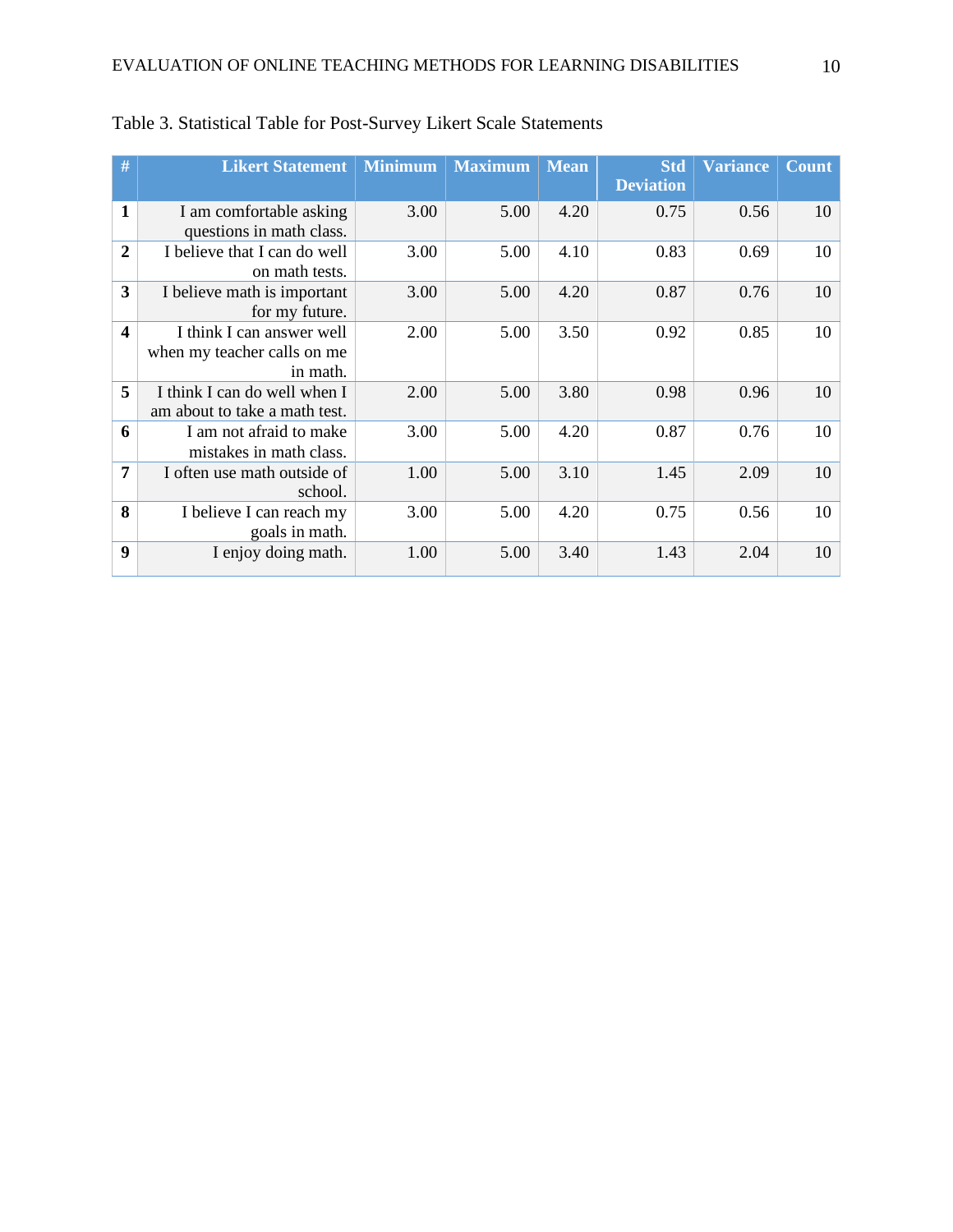Table 3. Statistical Table for Post-Survey Likert Scale Statements

| # | Likert Statement | Minimum | Maximum | Mean | Std Deviation | Variance | Count |
|---|---|---|---|---|---|---|---|
| **1** | I am comfortable asking questions in math class. | 3.00 | 5.00 | 4.20 | 0.75 | 0.56 | 10 |
| **2** | I believe that I can do well on math tests. | 3.00 | 5.00 | 4.10 | 0.83 | 0.69 | 10 |
| **3** | I believe math is important for my future. | 3.00 | 5.00 | 4.20 | 0.87 | 0.76 | 10 |
| **4** | I think I can answer well when my teacher calls on me in math. | 2.00 | 5.00 | 3.50 | 0.92 | 0.85 | 10 |
| **5** | I think I can do well when I am about to take a math test. | 2.00 | 5.00 | 3.80 | 0.98 | 0.96 | 10 |
| **6** | I am not afraid to make mistakes in math class. | 3.00 | 5.00 | 4.20 | 0.87 | 0.76 | 10 |
| **7** | I often use math outside of school. | 1.00 | 5.00 | 3.10 | 1.45 | 2.09 | 10 |
| **8** | I believe I can reach my goals in math. | 3.00 | 5.00 | 4.20 | 0.75 | 0.56 | 10 |
| **9** | I enjoy doing math. | 1.00 | 5.00 | 3.40 | 1.43 | 2.04 | 10 |